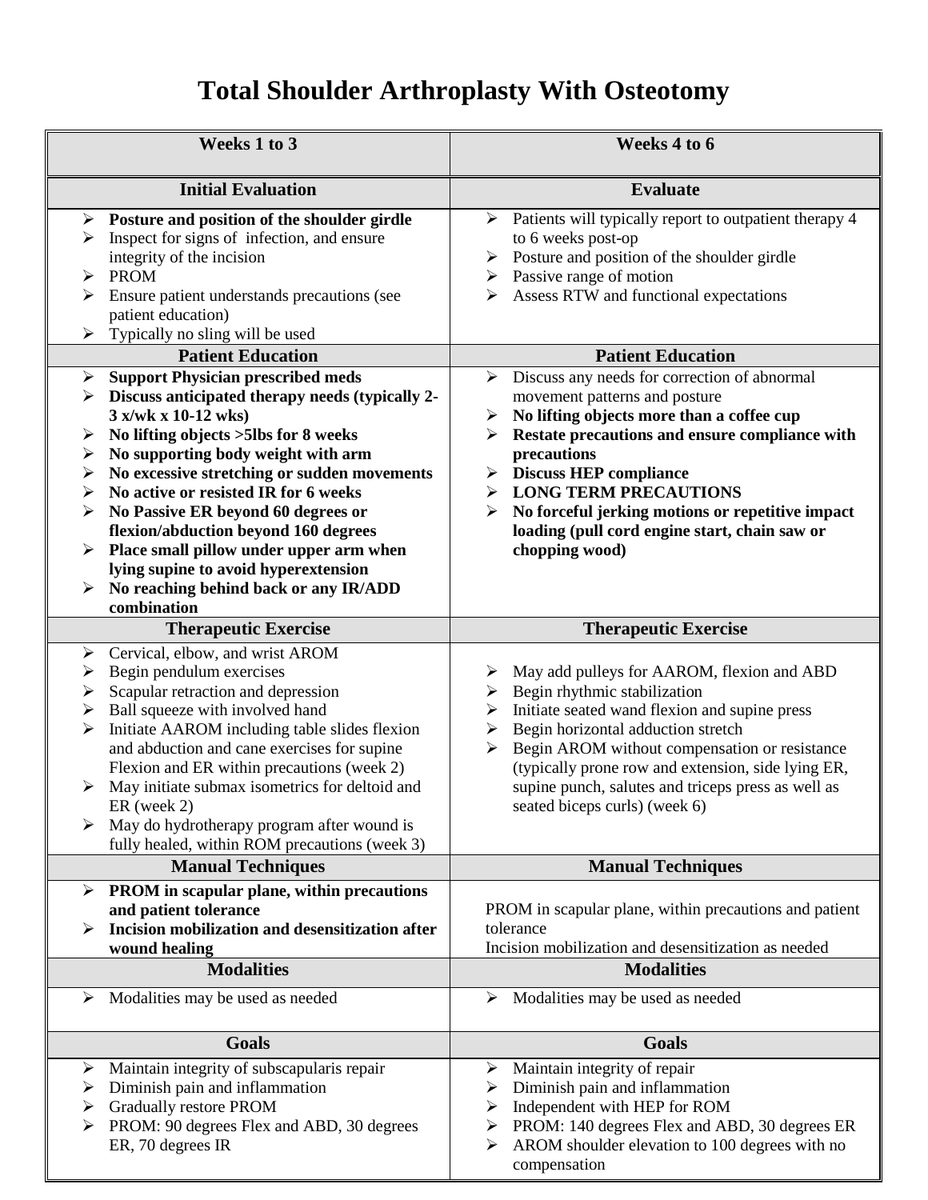# Total Shoulder Arthroplasty With Osteotomy

| Weeks 1 to 3 | Weeks 4 to 6 |
|---|---|
| **Initial Evaluation** | **Evaluate** |
| ➢ **Posture and position of the shoulder girdle**<br>➢ Inspect for signs of infection, and ensure integrity of the incision<br>➢ PROM<br>➢ Ensure patient understands precautions (see patient education)<br>➢ Typically no sling will be used | ➢ Patients will typically report to outpatient therapy 4 to 6 weeks post-op<br>➢ Posture and position of the shoulder girdle<br>➢ Passive range of motion<br>➢ Assess RTW and functional expectations |
| **Patient Education** | **Patient Education** |
| ➢ **Support Physician prescribed meds**<br>➢ **Discuss anticipated therapy needs (typically 2-3 x/wk x 10-12 wks)**<br>➢ **No lifting objects >5lbs for 8 weeks**<br>➢ **No supporting body weight with arm**<br>➢ **No excessive stretching or sudden movements**<br>➢ **No active or resisted IR for 6 weeks**<br>➢ **No Passive ER beyond 60 degrees or flexion/abduction beyond 160 degrees**<br>➢ **Place small pillow under upper arm when lying supine to avoid hyperextension**<br>➢ **No reaching behind back or any IR/ADD combination** | ➢ Discuss any needs for correction of abnormal movement patterns and posture<br>➢ **No lifting objects more than a coffee cup**<br>➢ **Restate precautions and ensure compliance with precautions**<br>➢ **Discuss HEP compliance**<br>➢ **LONG TERM PRECAUTIONS**<br>➢ **No forceful jerking motions or repetitive impact loading (pull cord engine start, chain saw or chopping wood)** |
| **Therapeutic Exercise** | **Therapeutic Exercise** |
| ➢ Cervical, elbow, and wrist AROM<br>➢ Begin pendulum exercises<br>➢ Scapular retraction and depression<br>➢ Ball squeeze with involved hand<br>➢ Initiate AAROM including table slides flexion and abduction and cane exercises for supine Flexion and ER within precautions (week 2)<br>➢ May initiate submax isometrics for deltoid and ER (week 2)<br>➢ May do hydrotherapy program after wound is fully healed, within ROM precautions (week 3) | ➢ May add pulleys for AAROM, flexion and ABD<br>➢ Begin rhythmic stabilization<br>➢ Initiate seated wand flexion and supine press<br>➢ Begin horizontal adduction stretch<br>➢ Begin AROM without compensation or resistance (typically prone row and extension, side lying ER, supine punch, salutes and triceps press as well as seated biceps curls) (week 6) |
| **Manual Techniques** | **Manual Techniques** |
| ➢ **PROM in scapular plane, within precautions and patient tolerance**<br>➢ **Incision mobilization and desensitization after wound healing** | PROM in scapular plane, within precautions and patient tolerance<br>Incision mobilization and desensitization as needed |
| **Modalities** | **Modalities** |
| ➢ Modalities may be used as needed | ➢ Modalities may be used as needed |
| **Goals** | **Goals** |
| ➢ Maintain integrity of subscapularis repair<br>➢ Diminish pain and inflammation<br>➢ Gradually restore PROM<br>➢ PROM: 90 degrees Flex and ABD, 30 degrees ER, 70 degrees IR | ➢ Maintain integrity of repair<br>➢ Diminish pain and inflammation<br>➢ Independent with HEP for ROM<br>➢ PROM: 140 degrees Flex and ABD, 30 degrees ER<br>➢ AROM shoulder elevation to 100 degrees with no compensation |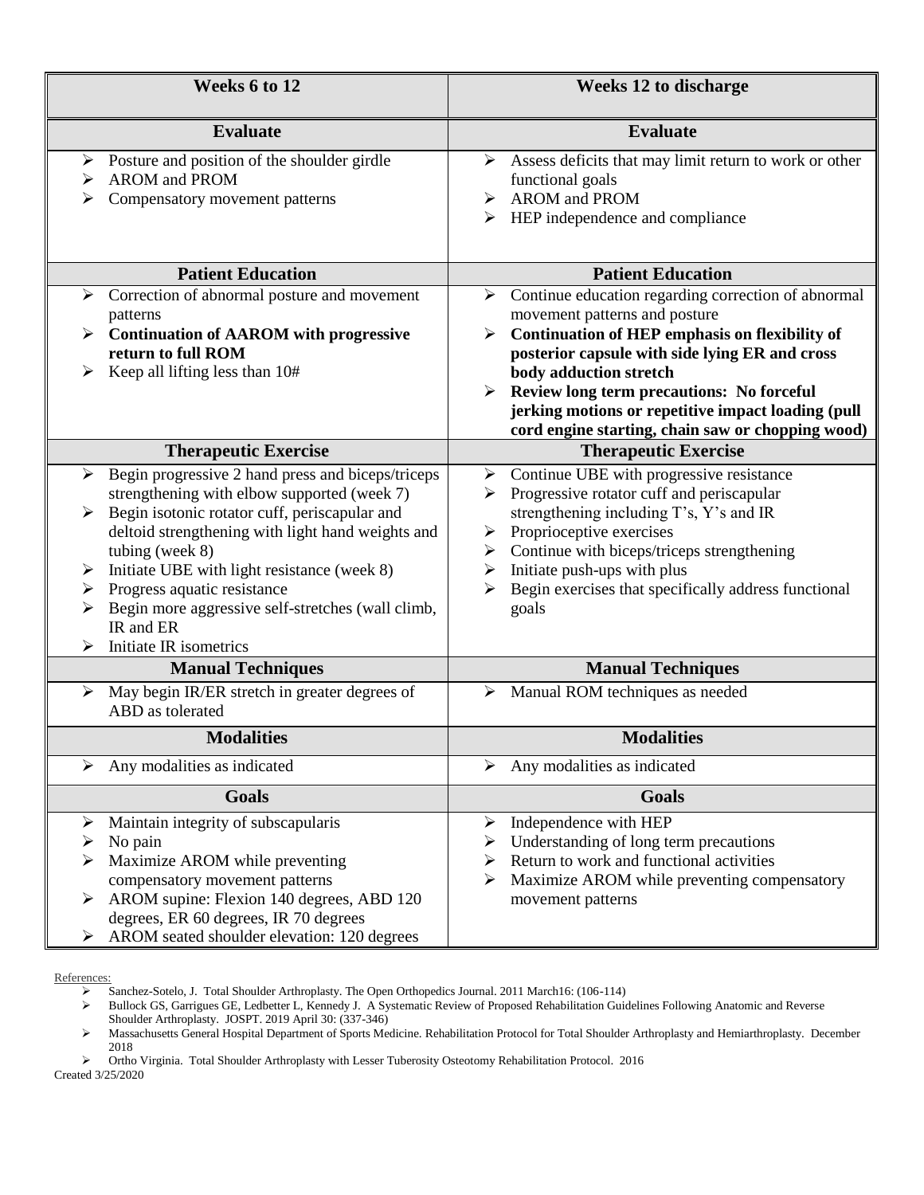| Weeks 6 to 12 | Weeks 12 to discharge |
|---|---|
| **Evaluate** | **Evaluate** |
| ➢ Posture and position of the shoulder girdle<br>➢ AROM and PROM<br>➢ Compensatory movement patterns | ➢ Assess deficits that may limit return to work or other functional goals<br>➢ AROM and PROM<br>➢ HEP independence and compliance |
| **Patient Education** | **Patient Education** |
| ➢ Correction of abnormal posture and movement patterns<br>➢ **Continuation of AAROM with progressive return to full ROM**<br>➢ Keep all lifting less than 10# | ➢ Continue education regarding correction of abnormal movement patterns and posture<br>➢ **Continuation of HEP emphasis on flexibility of posterior capsule with side lying ER and cross body adduction stretch**<br>➢ **Review long term precautions: No forceful jerking motions or repetitive impact loading (pull cord engine starting, chain saw or chopping wood)** |
| **Therapeutic Exercise** | **Therapeutic Exercise** |
| ➢ Begin progressive 2 hand press and biceps/triceps strengthening with elbow supported (week 7)<br>➢ Begin isotonic rotator cuff, periscapular and deltoid strengthening with light hand weights and tubing (week 8)<br>➢ Initiate UBE with light resistance (week 8)<br>➢ Progress aquatic resistance<br>➢ Begin more aggressive self-stretches (wall climb, IR and ER<br>➢ Initiate IR isometrics | ➢ Continue UBE with progressive resistance<br>➢ Progressive rotator cuff and periscapular strengthening including T's, Y's and IR<br>➢ Proprioceptive exercises<br>➢ Continue with biceps/triceps strengthening<br>➢ Initiate push-ups with plus<br>➢ Begin exercises that specifically address functional goals |
| **Manual Techniques** | **Manual Techniques** |
| ➢ May begin IR/ER stretch in greater degrees of ABD as tolerated | ➢ Manual ROM techniques as needed |
| **Modalities** | **Modalities** |
| ➢ Any modalities as indicated | ➢ Any modalities as indicated |
| **Goals** | **Goals** |
| ➢ Maintain integrity of subscapularis<br>➢ No pain<br>➢ Maximize AROM while preventing compensatory movement patterns<br>➢ AROM supine: Flexion 140 degrees, ABD 120 degrees, ER 60 degrees, IR 70 degrees<br>➢ AROM seated shoulder elevation: 120 degrees | ➢ Independence with HEP<br>➢ Understanding of long term precautions<br>➢ Return to work and functional activities<br>➢ Maximize AROM while preventing compensatory movement patterns |

References:

- Sanchez-Sotelo, J. Total Shoulder Arthroplasty. The Open Orthopedics Journal. 2011 March16: (106-114)
- Bullock GS, Garrigues GE, Ledbetter L, Kennedy J. A Systematic Review of Proposed Rehabilitation Guidelines Following Anatomic and Reverse Shoulder Arthroplasty. JOSPT. 2019 April 30: (337-346)
- Massachusetts General Hospital Department of Sports Medicine. Rehabilitation Protocol for Total Shoulder Arthroplasty and Hemiarthroplasty. December 2018
- Ortho Virginia. Total Shoulder Arthroplasty with Lesser Tuberosity Osteotomy Rehabilitation Protocol. 2016

Created 3/25/2020